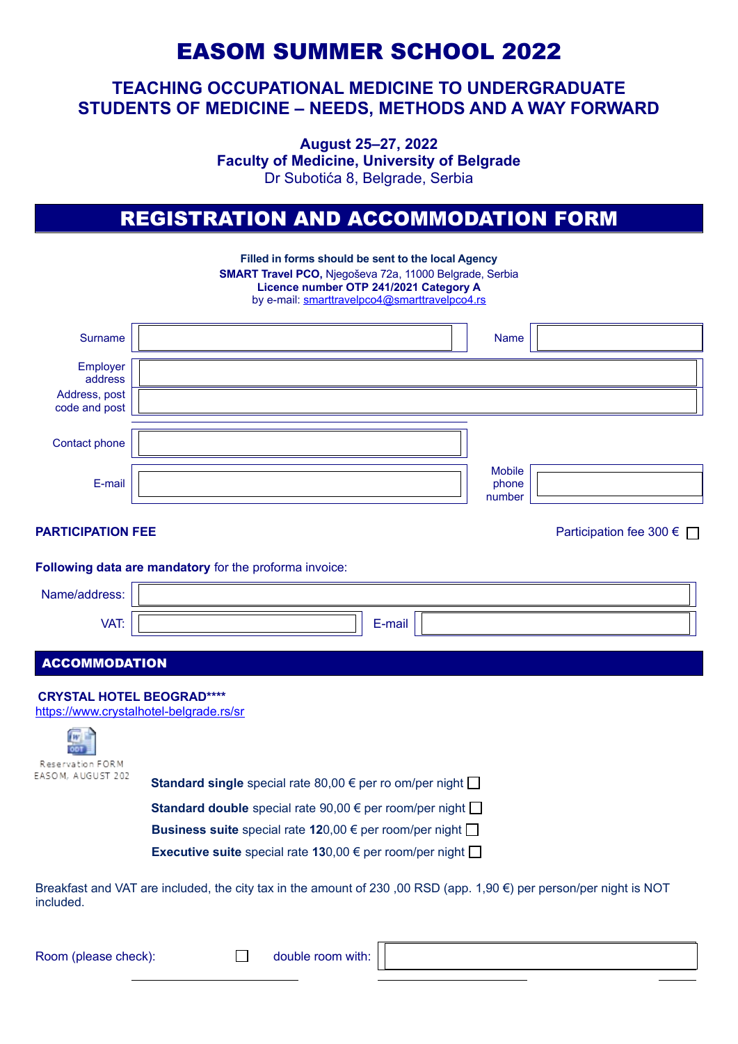# EASOM SUMMER SCHOOL 2022

## TEACHING OCCUPATIONAL MEDICINE TO UNDERGRADUATE STUDENTS OF MEDICINE – NEEDS, METHODS AND A WAY FORWARD

**August 25–27, 2022**
**Faculty of Medicine, University of Belgrade**
Dr Subotića 8, Belgrade, Serbia

## REGISTRATION AND ACCOMMODATION FORM

**Filled in forms should be sent to the local Agency**
**SMART Travel PCO,** Njegoševa 72a, 11000 Belgrade, Serbia
**Licence number OTP 241/2021 Category A**
by e-mail: smarttravelpco4@smarttravelpco4.rs

| | | | |
|---|---|---|---|
| Surname | | Name | |
| Employer address | | | |
| Address, post code and post | | | |
| Contact phone | | | |
| E-mail | | Mobile phone number | |

**PARTICIPATION FEE**

Participation fee 300 € ☐

**Following data are mandatory** for the proforma invoice:

| | | | |
|---|---|---|---|
| Name/address: | | | |
| VAT: | | E-mail | |

## ACCOMMODATION

**CRYSTAL HOTEL BEOGRAD****\*\*\*\***

https://www.crystalhotel-belgrade.rs/sr

Reservation FORM EASOM, AUGUST 202

**Standard single** special rate 80,00 € per ro om/per night ☐

**Standard double** special rate 90,00 € per room/per night ☐

**Business suite** special rate **12**0,00 € per room/per night ☐

**Executive suite** special rate **13**0,00 € per room/per night ☐

Breakfast and VAT are included, the city tax in the amount of 230 ,00 RSD (app. 1,90 €) per person/per night is NOT included.

Room (please check): ☐ double room with: \_\_\_\_\_\_\_\_\_\_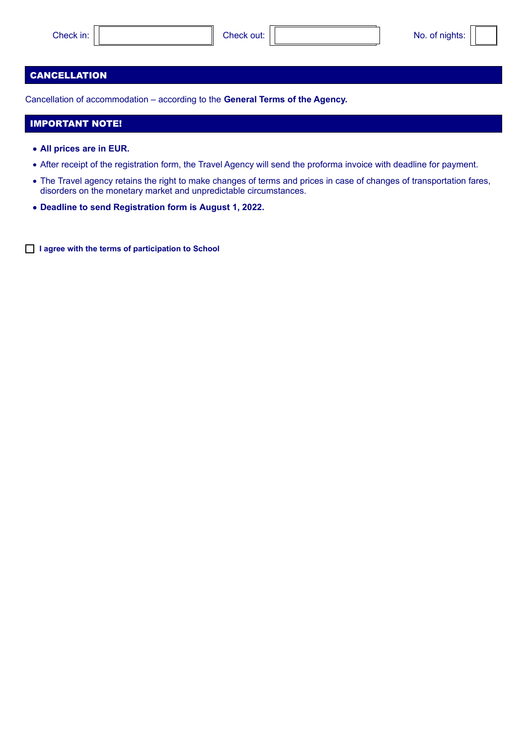Check in: | | Check out: | | No. of nights: | |

## CANCELLATION

Cancellation of accommodation – according to the **General Terms of the Agency.**

## IMPORTANT NOTE!

- **All prices are in EUR.**
- After receipt of the registration form, the Travel Agency will send the proforma invoice with deadline for payment.
- The Travel agency retains the right to make changes of terms and prices in case of changes of transportation fares, disorders on the monetary market and unpredictable circumstances.
- **Deadline to send Registration form is August 1, 2022.**

☐ **I agree with the terms of participation to School**